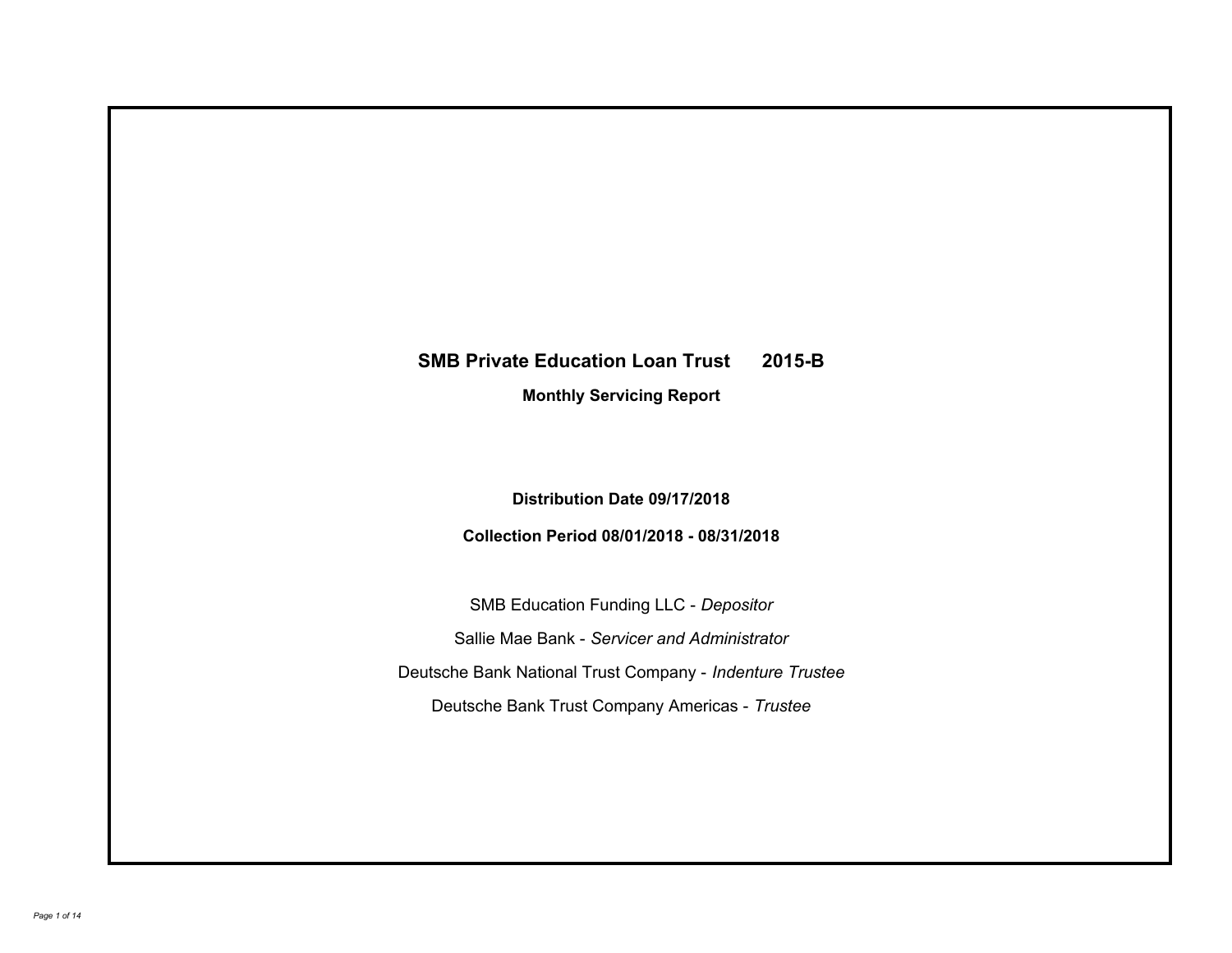# SMB Private Education Loan Trust 2015-B

**Monthly Servicing Report**

**Distribution Date 09/17/2018**

**Collection Period 08/01/2018 - 08/31/2018**

SMB Education Funding LLC - *Depositor*

Sallie Mae Bank - *Servicer and Administrator*

Deutsche Bank National Trust Company - *Indenture Trustee*

Deutsche Bank Trust Company Americas - *Trustee*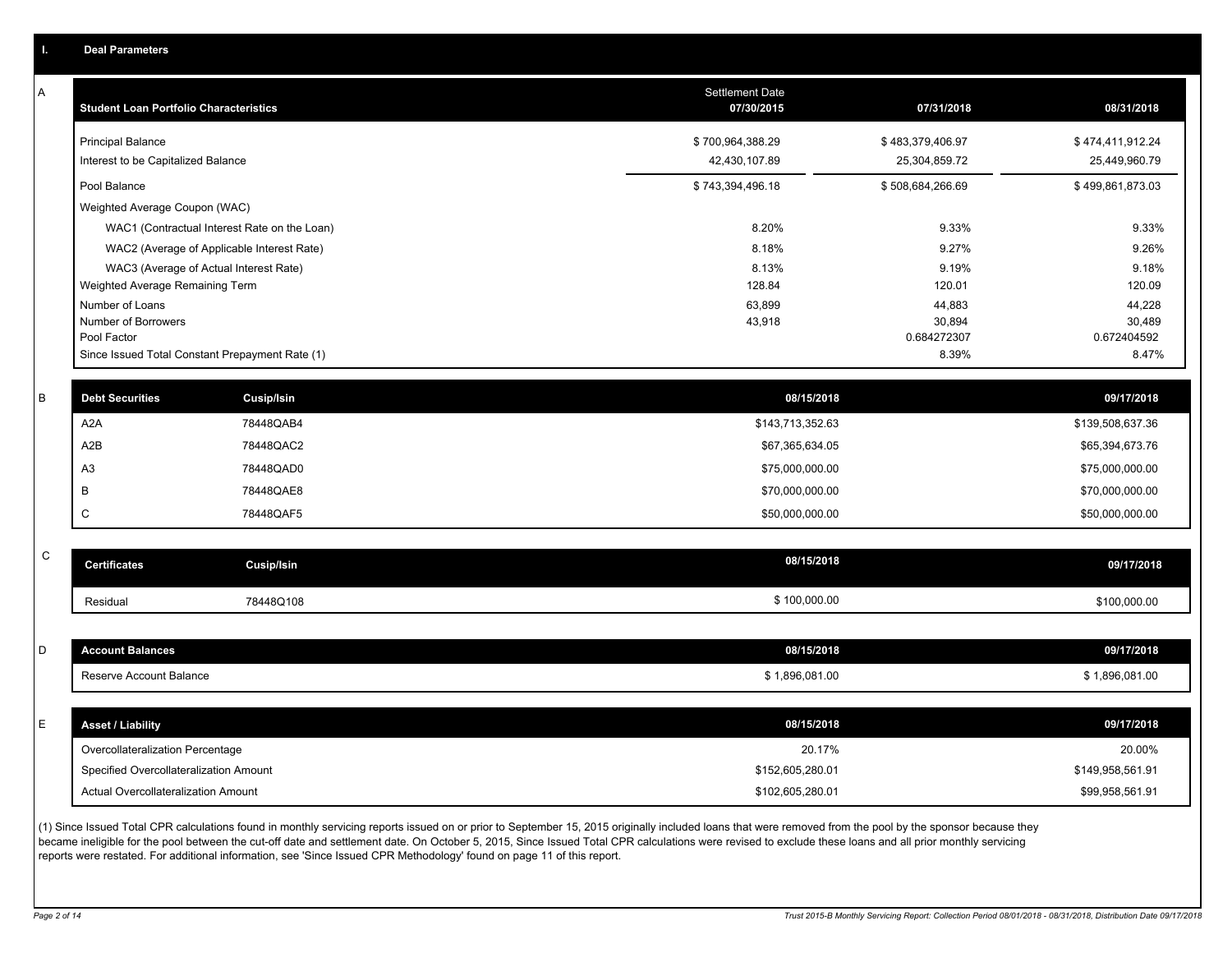## I. Deal Parameters

### A

| Student Loan Portfolio Characteristics | Settlement Date 07/30/2015 | 07/31/2018 | 08/31/2018 |
|---|---|---|---|
| Principal Balance | $ 700,964,388.29 | $ 483,379,406.97 | $ 474,411,912.24 |
| Interest to be Capitalized Balance | 42,430,107.89 | 25,304,859.72 | 25,449,960.79 |
| Pool Balance | $ 743,394,496.18 | $ 508,684,266.69 | $ 499,861,873.03 |
| Weighted Average Coupon (WAC) | | | |
| WAC1 (Contractual Interest Rate on the Loan) | 8.20% | 9.33% | 9.33% |
| WAC2 (Average of Applicable Interest Rate) | 8.18% | 9.27% | 9.26% |
| WAC3 (Average of Actual Interest Rate) | 8.13% | 9.19% | 9.18% |
| Weighted Average Remaining Term | 128.84 | 120.01 | 120.09 |
| Number of Loans | 63,899 | 44,883 | 44,228 |
| Number of Borrowers | 43,918 | 30,894 | 30,489 |
| Pool Factor | | 0.684272307 | 0.672404592 |
| Since Issued Total Constant Prepayment Rate (1) | | 8.39% | 8.47% |

### B

| Debt Securities | Cusip/Isin | 08/15/2018 | 09/17/2018 |
|---|---|---|---|
| A2A | 78448QAB4 | $143,713,352.63 | $139,508,637.36 |
| A2B | 78448QAC2 | $67,365,634.05 | $65,394,673.76 |
| A3 | 78448QAD0 | $75,000,000.00 | $75,000,000.00 |
| B | 78448QAE8 | $70,000,000.00 | $70,000,000.00 |
| C | 78448QAF5 | $50,000,000.00 | $50,000,000.00 |

### C

| Certificates | Cusip/Isin | 08/15/2018 | 09/17/2018 |
|---|---|---|---|
| Residual | 78448Q108 | $ 100,000.00 | $100,000.00 |

### D

| Account Balances | 08/15/2018 | 09/17/2018 |
|---|---|---|
| Reserve Account Balance | $ 1,896,081.00 | $ 1,896,081.00 |

### E

| Asset / Liability | 08/15/2018 | 09/17/2018 |
|---|---|---|
| Overcollateralization Percentage | 20.17% | 20.00% |
| Specified Overcollateralization Amount | $152,605,280.01 | $149,958,561.91 |
| Actual Overcollateralization Amount | $102,605,280.01 | $99,958,561.91 |

(1) Since Issued Total CPR calculations found in monthly servicing reports issued on or prior to September 15, 2015 originally included loans that were removed from the pool by the sponsor because they became ineligible for the pool between the cut-off date and settlement date. On October 5, 2015, Since Issued Total CPR calculations were revised to exclude these loans and all prior monthly servicing reports were restated. For additional information, see 'Since Issued CPR Methodology' found on page 11 of this report.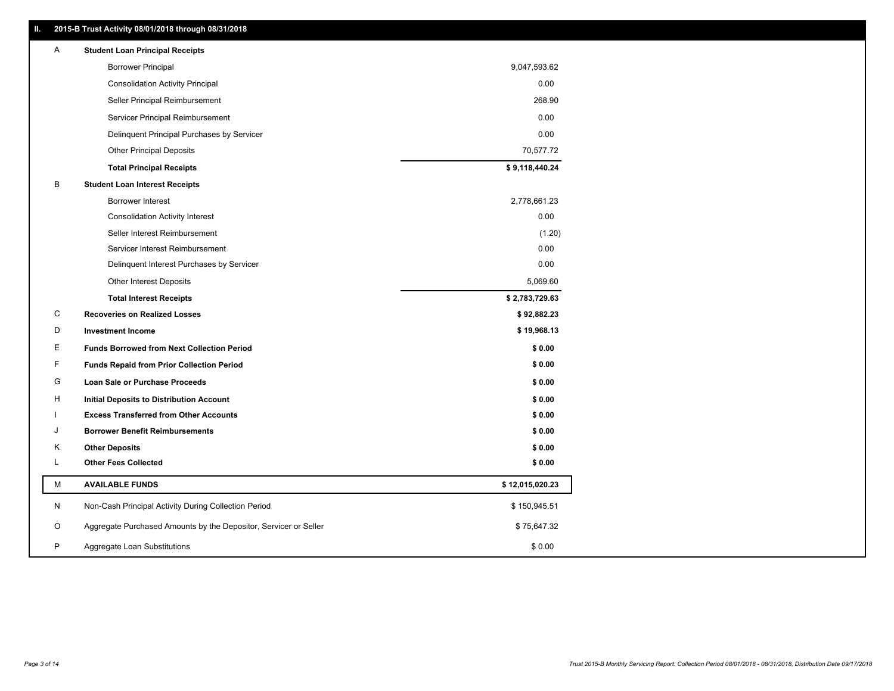## II. 2015-B Trust Activity 08/01/2018 through 08/31/2018

| | | |
|---|---|---|
| A | **Student Loan Principal Receipts** | |
| | Borrower Principal | 9,047,593.62 |
| | Consolidation Activity Principal | 0.00 |
| | Seller Principal Reimbursement | 268.90 |
| | Servicer Principal Reimbursement | 0.00 |
| | Delinquent Principal Purchases by Servicer | 0.00 |
| | Other Principal Deposits | 70,577.72 |
| | **Total Principal Receipts** | **$ 9,118,440.24** |
| B | **Student Loan Interest Receipts** | |
| | Borrower Interest | 2,778,661.23 |
| | Consolidation Activity Interest | 0.00 |
| | Seller Interest Reimbursement | (1.20) |
| | Servicer Interest Reimbursement | 0.00 |
| | Delinquent Interest Purchases by Servicer | 0.00 |
| | Other Interest Deposits | 5,069.60 |
| | **Total Interest Receipts** | **$ 2,783,729.63** |
| C | **Recoveries on Realized Losses** | **$ 92,882.23** |
| D | **Investment Income** | **$ 19,968.13** |
| E | **Funds Borrowed from Next Collection Period** | **$ 0.00** |
| F | **Funds Repaid from Prior Collection Period** | **$ 0.00** |
| G | **Loan Sale or Purchase Proceeds** | **$ 0.00** |
| H | **Initial Deposits to Distribution Account** | **$ 0.00** |
| I | **Excess Transferred from Other Accounts** | **$ 0.00** |
| J | **Borrower Benefit Reimbursements** | **$ 0.00** |
| K | **Other Deposits** | **$ 0.00** |
| L | **Other Fees Collected** | **$ 0.00** |
| M | **AVAILABLE FUNDS** | **$ 12,015,020.23** |
| N | Non-Cash Principal Activity During Collection Period | $ 150,945.51 |
| O | Aggregate Purchased Amounts by the Depositor, Servicer or Seller | $ 75,647.32 |
| P | Aggregate Loan Substitutions | $ 0.00 |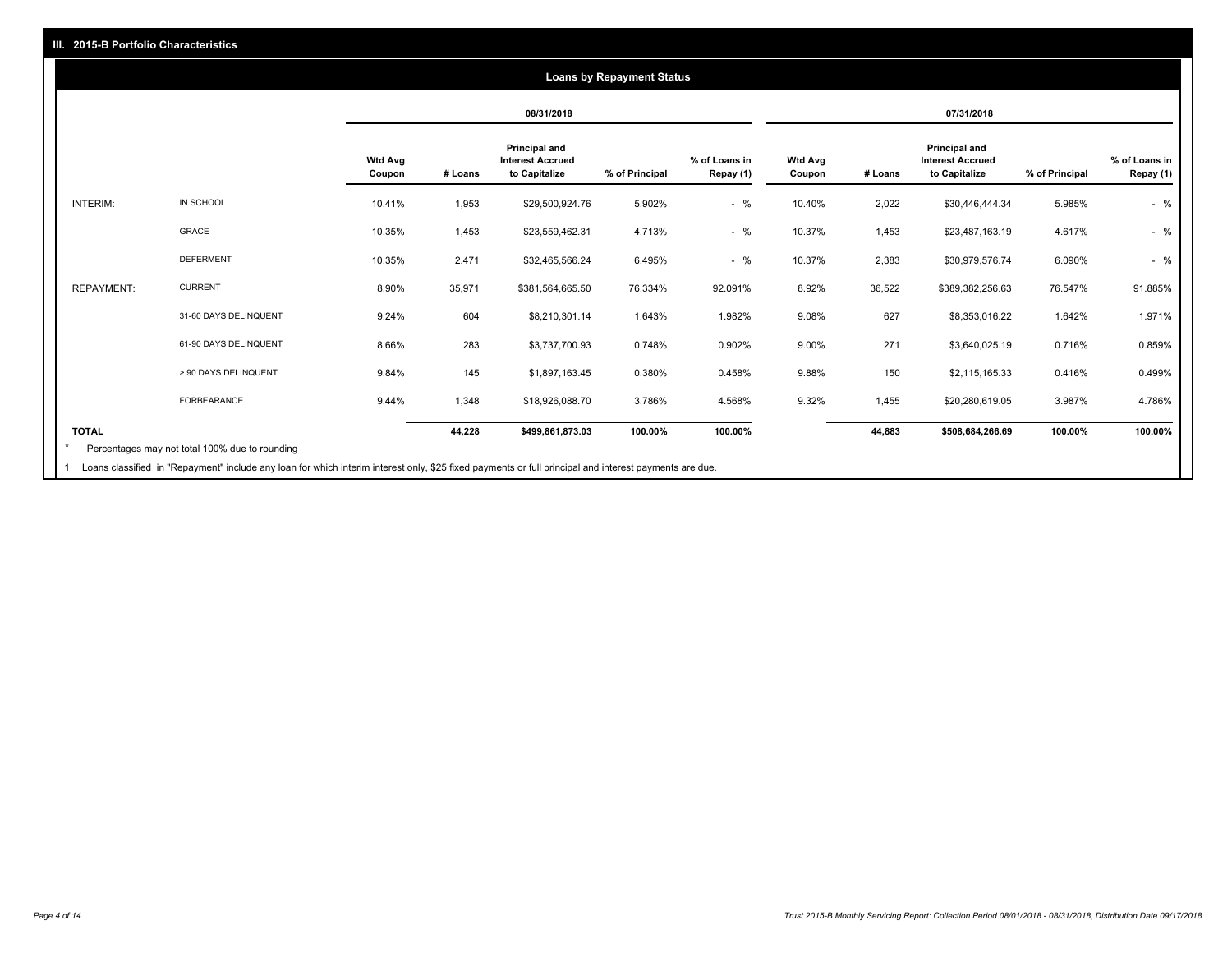## III. 2015-B Portfolio Characteristics

### Loans by Repayment Status

| | | 08/31/2018 | | | | | 07/31/2018 | | | | |
|---|---|---|---|---|---|---|---|---|---|---|---|
| | | Wtd Avg Coupon | # Loans | Principal and Interest Accrued to Capitalize | % of Principal | % of Loans in Repay (1) | Wtd Avg Coupon | # Loans | Principal and Interest Accrued to Capitalize | % of Principal | % of Loans in Repay (1) |
| INTERIM: | IN SCHOOL | 10.41% | 1,953 | $29,500,924.76 | 5.902% | - % | 10.40% | 2,022 | $30,446,444.34 | 5.985% | - % |
| | GRACE | 10.35% | 1,453 | $23,559,462.31 | 4.713% | - % | 10.37% | 1,453 | $23,487,163.19 | 4.617% | - % |
| | DEFERMENT | 10.35% | 2,471 | $32,465,566.24 | 6.495% | - % | 10.37% | 2,383 | $30,979,576.74 | 6.090% | - % |
| REPAYMENT: | CURRENT | 8.90% | 35,971 | $381,564,665.50 | 76.334% | 92.091% | 8.92% | 36,522 | $389,382,256.63 | 76.547% | 91.885% |
| | 31-60 DAYS DELINQUENT | 9.24% | 604 | $8,210,301.14 | 1.643% | 1.982% | 9.08% | 627 | $8,353,016.22 | 1.642% | 1.971% |
| | 61-90 DAYS DELINQUENT | 8.66% | 283 | $3,737,700.93 | 0.748% | 0.902% | 9.00% | 271 | $3,640,025.19 | 0.716% | 0.859% |
| | > 90 DAYS DELINQUENT | 9.84% | 145 | $1,897,163.45 | 0.380% | 0.458% | 9.88% | 150 | $2,115,165.33 | 0.416% | 0.499% |
| | FORBEARANCE | 9.44% | 1,348 | $18,926,088.70 | 3.786% | 4.568% | 9.32% | 1,455 | $20,280,619.05 | 3.987% | 4.786% |
| **TOTAL** | | | **44,228** | **$499,861,873.03** | **100.00%** | **100.00%** | | **44,883** | **$508,684,266.69** | **100.00%** | **100.00%** |

* Percentages may not total 100% due to rounding

1 Loans classified in "Repayment" include any loan for which interim interest only, $25 fixed payments or full principal and interest payments are due.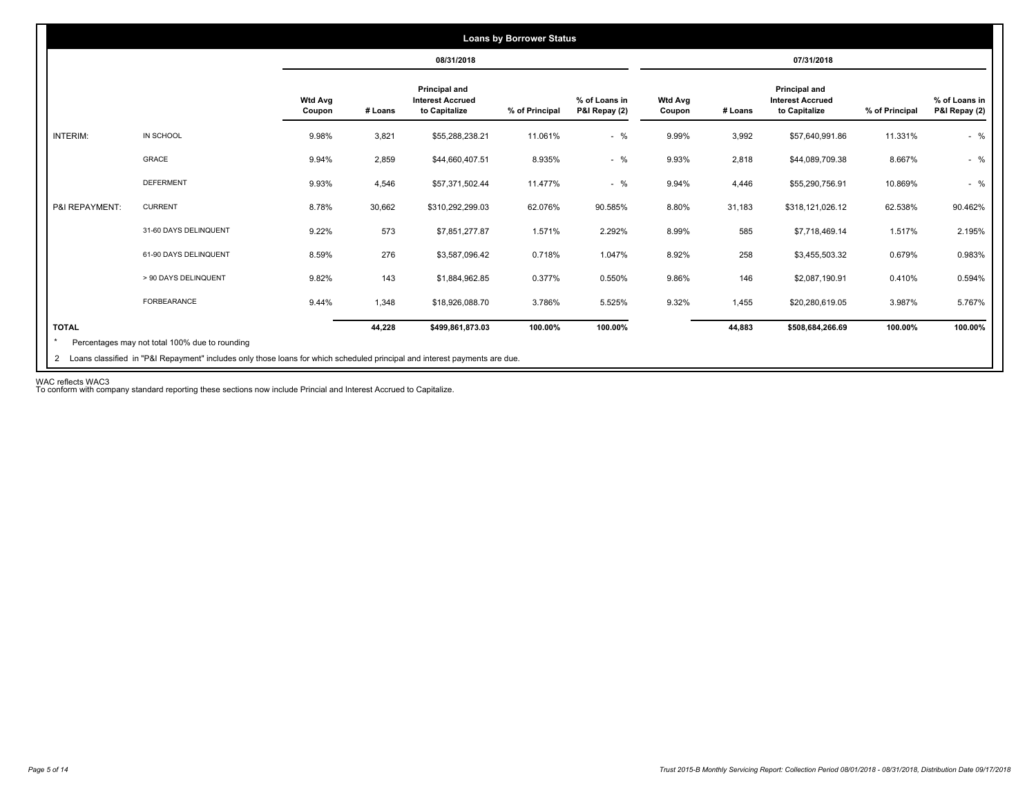## Loans by Borrower Status

| | | 08/31/2018 | | | | | 07/31/2018 | | | | |
|---|---|---|---|---|---|---|---|---|---|---|---|
| | | Wtd Avg Coupon | # Loans | Principal and Interest Accrued to Capitalize | % of Principal | % of Loans in P&I Repay (2) | Wtd Avg Coupon | # Loans | Principal and Interest Accrued to Capitalize | % of Principal | % of Loans in P&I Repay (2) |
| INTERIM: | IN SCHOOL | 9.98% | 3,821 | $55,288,238.21 | 11.061% | - % | 9.99% | 3,992 | $57,640,991.86 | 11.331% | - % |
| | GRACE | 9.94% | 2,859 | $44,660,407.51 | 8.935% | - % | 9.93% | 2,818 | $44,089,709.38 | 8.667% | - % |
| | DEFERMENT | 9.93% | 4,546 | $57,371,502.44 | 11.477% | - % | 9.94% | 4,446 | $55,290,756.91 | 10.869% | - % |
| P&I REPAYMENT: | CURRENT | 8.78% | 30,662 | $310,292,299.03 | 62.076% | 90.585% | 8.80% | 31,183 | $318,121,026.12 | 62.538% | 90.462% |
| | 31-60 DAYS DELINQUENT | 9.22% | 573 | $7,851,277.87 | 1.571% | 2.292% | 8.99% | 585 | $7,718,469.14 | 1.517% | 2.195% |
| | 61-90 DAYS DELINQUENT | 8.59% | 276 | $3,587,096.42 | 0.718% | 1.047% | 8.92% | 258 | $3,455,503.32 | 0.679% | 0.983% |
| | > 90 DAYS DELINQUENT | 9.82% | 143 | $1,884,962.85 | 0.377% | 0.550% | 9.86% | 146 | $2,087,190.91 | 0.410% | 0.594% |
| | FORBEARANCE | 9.44% | 1,348 | $18,926,088.70 | 3.786% | 5.525% | 9.32% | 1,455 | $20,280,619.05 | 3.987% | 5.767% |
| **TOTAL** | | | **44,228** | **$499,861,873.03** | **100.00%** | **100.00%** | | **44,883** | **$508,684,266.69** | **100.00%** | **100.00%** |

\* Percentages may not total 100% due to rounding

2 Loans classified in "P&I Repayment" includes only those loans for which scheduled principal and interest payments are due.

WAC reflects WAC3
To conform with company standard reporting these sections now include Princial and Interest Accrued to Capitalize.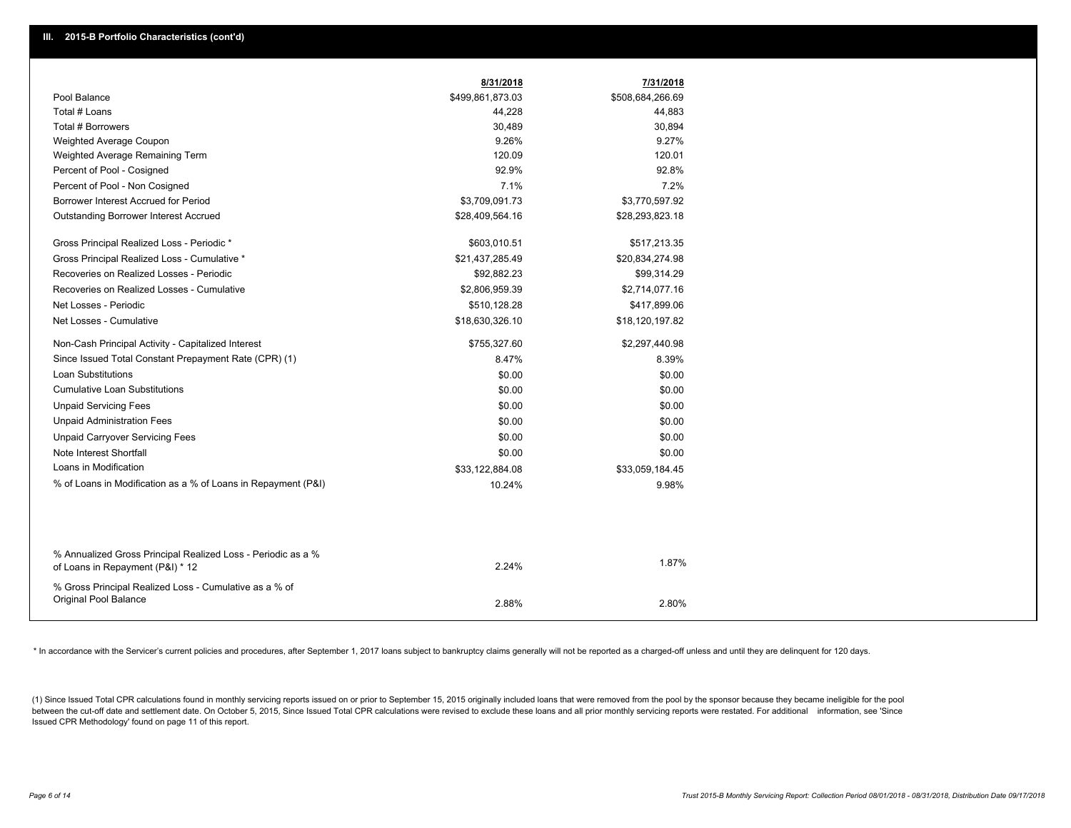## III. 2015-B Portfolio Characteristics (cont'd)

| | 8/31/2018 | 7/31/2018 |
|---|---|---|
| Pool Balance | $499,861,873.03 | $508,684,266.69 |
| Total # Loans | 44,228 | 44,883 |
| Total # Borrowers | 30,489 | 30,894 |
| Weighted Average Coupon | 9.26% | 9.27% |
| Weighted Average Remaining Term | 120.09 | 120.01 |
| Percent of Pool - Cosigned | 92.9% | 92.8% |
| Percent of Pool - Non Cosigned | 7.1% | 7.2% |
| Borrower Interest Accrued for Period | $3,709,091.73 | $3,770,597.92 |
| Outstanding Borrower Interest Accrued | $28,409,564.16 | $28,293,823.18 |
| Gross Principal Realized Loss - Periodic * | $603,010.51 | $517,213.35 |
| Gross Principal Realized Loss - Cumulative * | $21,437,285.49 | $20,834,274.98 |
| Recoveries on Realized Losses - Periodic | $92,882.23 | $99,314.29 |
| Recoveries on Realized Losses - Cumulative | $2,806,959.39 | $2,714,077.16 |
| Net Losses - Periodic | $510,128.28 | $417,899.06 |
| Net Losses - Cumulative | $18,630,326.10 | $18,120,197.82 |
| Non-Cash Principal Activity - Capitalized Interest | $755,327.60 | $2,297,440.98 |
| Since Issued Total Constant Prepayment Rate (CPR) (1) | 8.47% | 8.39% |
| Loan Substitutions | $0.00 | $0.00 |
| Cumulative Loan Substitutions | $0.00 | $0.00 |
| Unpaid Servicing Fees | $0.00 | $0.00 |
| Unpaid Administration Fees | $0.00 | $0.00 |
| Unpaid Carryover Servicing Fees | $0.00 | $0.00 |
| Note Interest Shortfall | $0.00 | $0.00 |
| Loans in Modification | $33,122,884.08 | $33,059,184.45 |
| % of Loans in Modification as a % of Loans in Repayment (P&I) | 10.24% | 9.98% |
| % Annualized Gross Principal Realized Loss - Periodic as a % of Loans in Repayment (P&I) * 12 | 2.24% | 1.87% |
| % Gross Principal Realized Loss - Cumulative as a % of Original Pool Balance | 2.88% | 2.80% |

* In accordance with the Servicer's current policies and procedures, after September 1, 2017 loans subject to bankruptcy claims generally will not be reported as a charged-off unless and until they are delinquent for 120 days.

(1) Since Issued Total CPR calculations found in monthly servicing reports issued on or prior to September 15, 2015 originally included loans that were removed from the pool by the sponsor because they became ineligible for the pool between the cut-off date and settlement date. On October 5, 2015, Since Issued Total CPR calculations were revised to exclude these loans and all prior monthly servicing reports were restated. For additional information, see 'Since Issued CPR Methodology' found on page 11 of this report.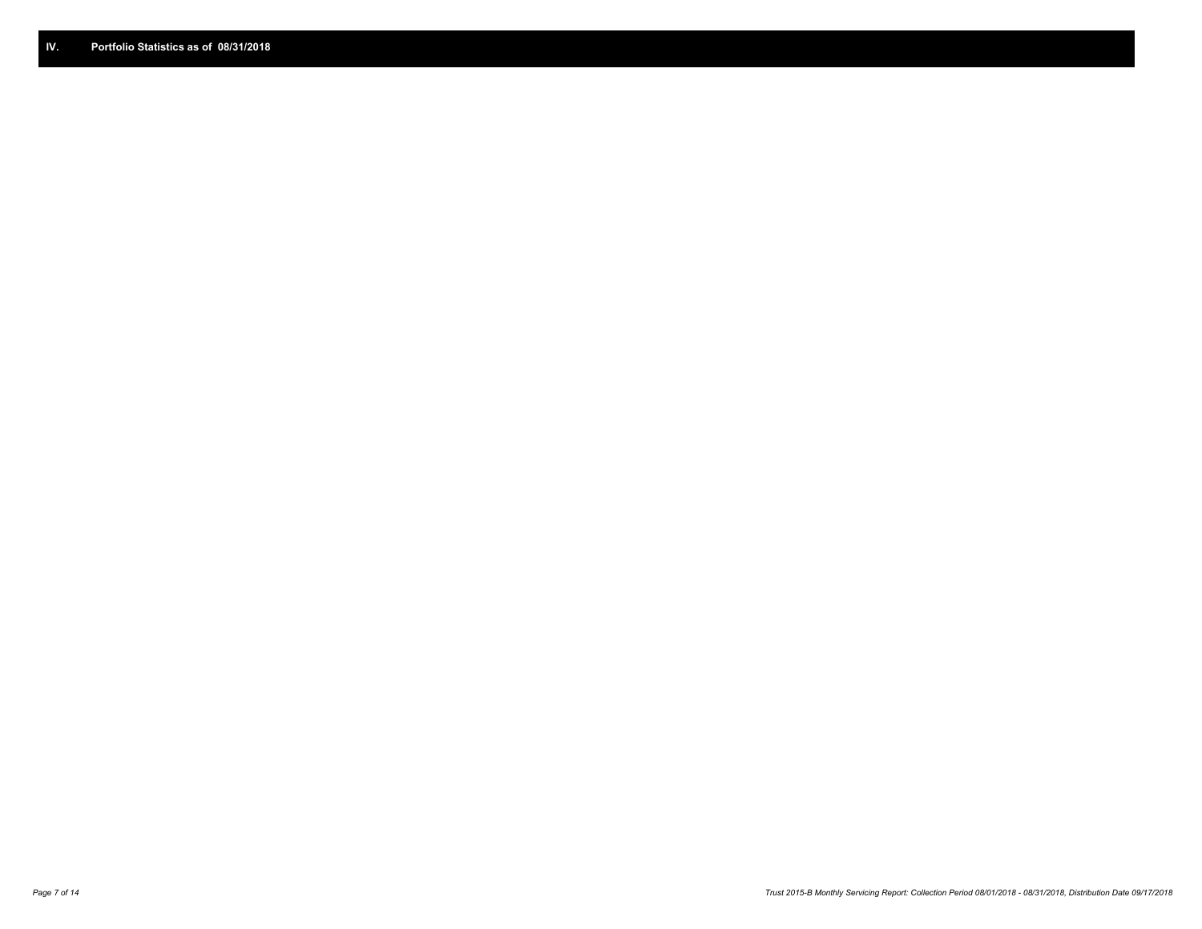# IV. Portfolio Statistics as of 08/31/2018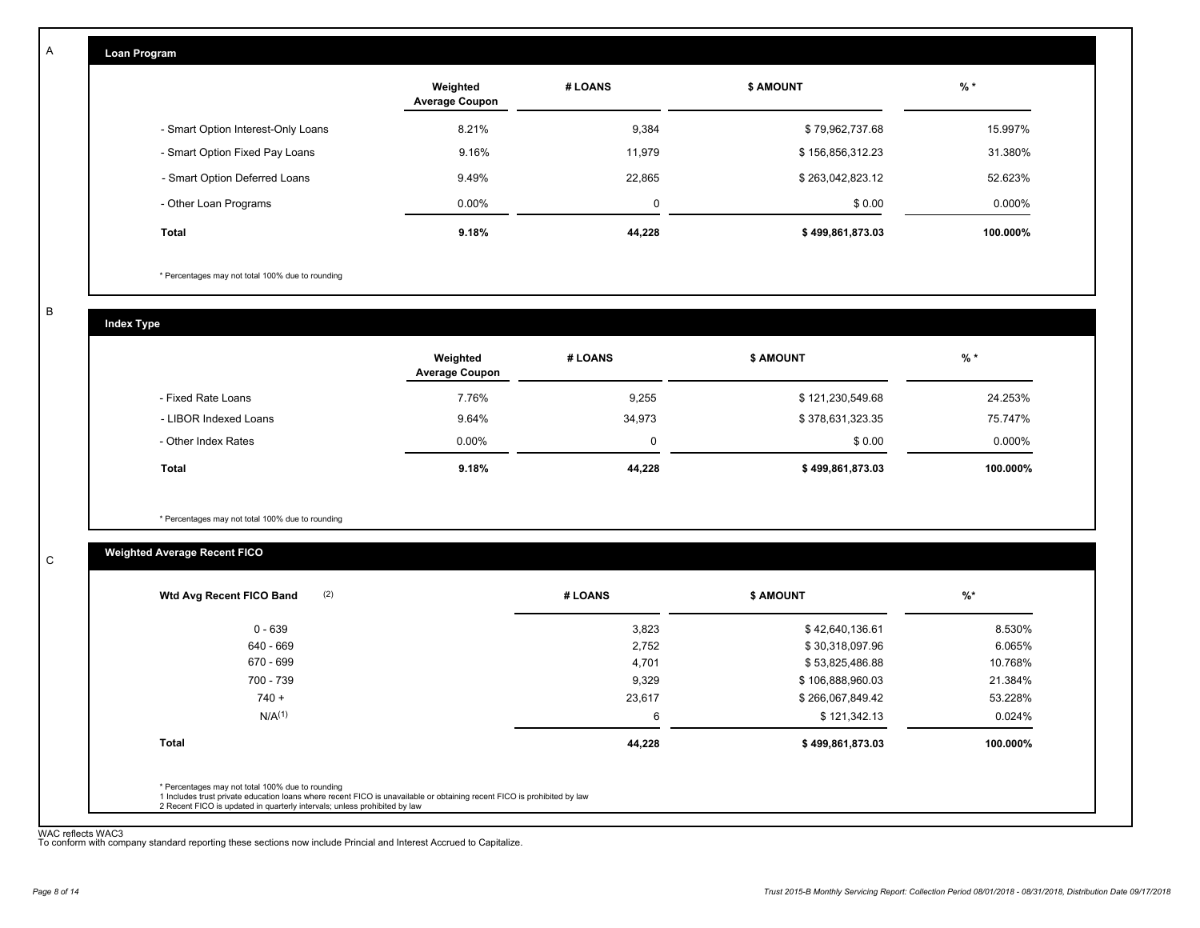A

## Loan Program

| | Weighted Average Coupon | # LOANS | $ AMOUNT | % * |
|---|---|---|---|---|
| - Smart Option Interest-Only Loans | 8.21% | 9,384 | $ 79,962,737.68 | 15.997% |
| - Smart Option Fixed Pay Loans | 9.16% | 11,979 | $ 156,856,312.23 | 31.380% |
| - Smart Option Deferred Loans | 9.49% | 22,865 | $ 263,042,823.12 | 52.623% |
| - Other Loan Programs | 0.00% | 0 | $ 0.00 | 0.000% |
| **Total** | **9.18%** | **44,228** | **$ 499,861,873.03** | **100.000%** |

* Percentages may not total 100% due to rounding

B

## Index Type

| | Weighted Average Coupon | # LOANS | $ AMOUNT | % * |
|---|---|---|---|---|
| - Fixed Rate Loans | 7.76% | 9,255 | $ 121,230,549.68 | 24.253% |
| - LIBOR Indexed Loans | 9.64% | 34,973 | $ 378,631,323.35 | 75.747% |
| - Other Index Rates | 0.00% | 0 | $ 0.00 | 0.000% |
| **Total** | **9.18%** | **44,228** | **$ 499,861,873.03** | **100.000%** |

* Percentages may not total 100% due to rounding

C

## Weighted Average Recent FICO

| Wtd Avg Recent FICO Band (2) | # LOANS | $ AMOUNT | %* |
|---|---|---|---|
| 0 - 639 | 3,823 | $ 42,640,136.61 | 8.530% |
| 640 - 669 | 2,752 | $ 30,318,097.96 | 6.065% |
| 670 - 699 | 4,701 | $ 53,825,486.88 | 10.768% |
| 700 - 739 | 9,329 | $ 106,888,960.03 | 21.384% |
| 740 + | 23,617 | $ 266,067,849.42 | 53.228% |
| N/A(1) | 6 | $ 121,342.13 | 0.024% |
| **Total** | **44,228** | **$ 499,861,873.03** | **100.000%** |

* Percentages may not total 100% due to rounding
1 Includes trust private education loans where recent FICO is unavailable or obtaining recent FICO is prohibited by law
2 Recent FICO is updated in quarterly intervals; unless prohibited by law

WAC reflects WAC3
To conform with company standard reporting these sections now include Princial and Interest Accrued to Capitalize.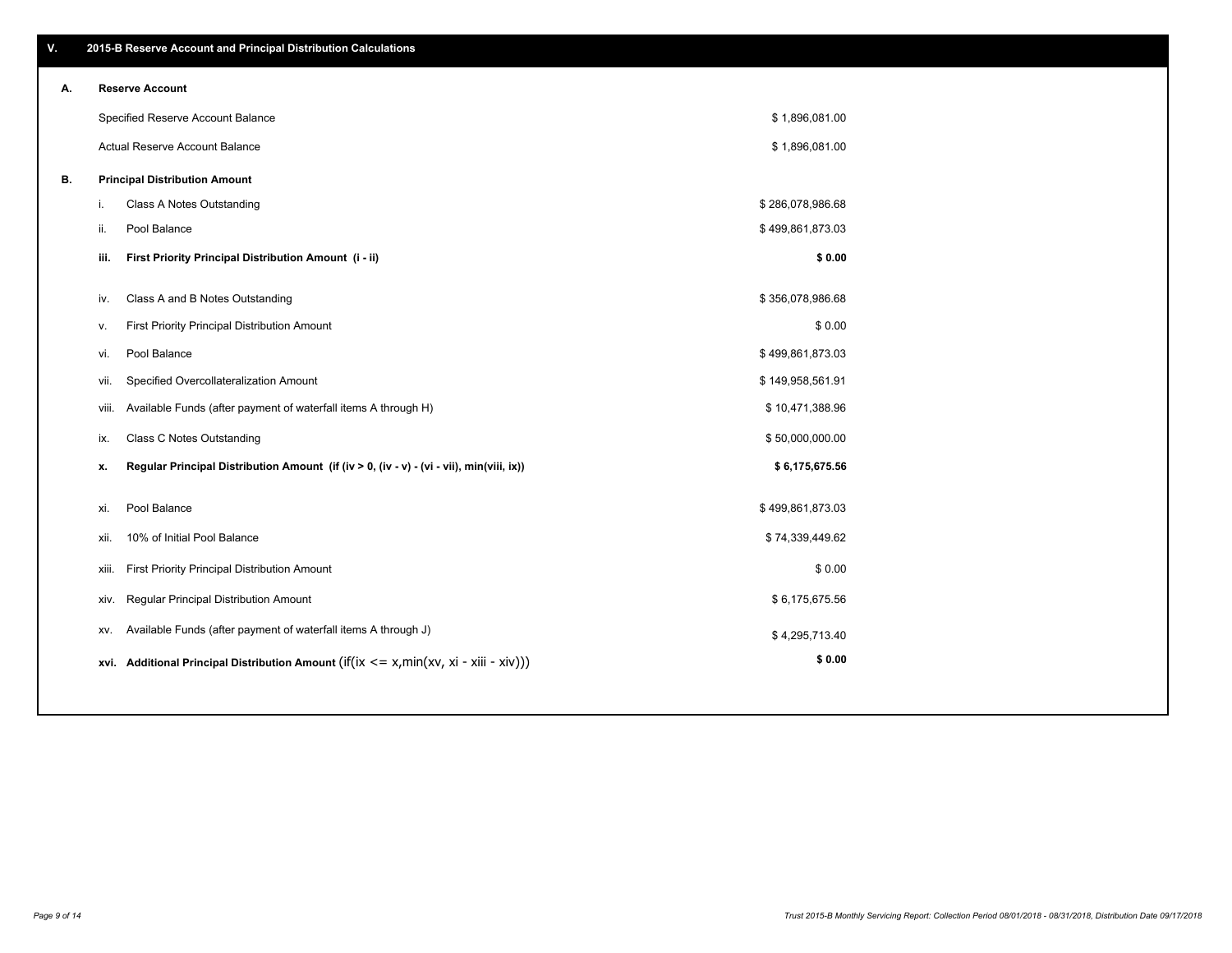## V. 2015-B Reserve Account and Principal Distribution Calculations

### A. Reserve Account

| | |
|---|---|
| Specified Reserve Account Balance | $ 1,896,081.00 |
| Actual Reserve Account Balance | $ 1,896,081.00 |

### B. Principal Distribution Amount

| | | |
|---|---|---|
| i. | Class A Notes Outstanding | $ 286,078,986.68 |
| ii. | Pool Balance | $ 499,861,873.03 |
| **iii.** | **First Priority Principal Distribution Amount (i - ii)** | **$ 0.00** |
| iv. | Class A and B Notes Outstanding | $ 356,078,986.68 |
| v. | First Priority Principal Distribution Amount | $ 0.00 |
| vi. | Pool Balance | $ 499,861,873.03 |
| vii. | Specified Overcollateralization Amount | $ 149,958,561.91 |
| viii. | Available Funds (after payment of waterfall items A through H) | $ 10,471,388.96 |
| ix. | Class C Notes Outstanding | $ 50,000,000.00 |
| **x.** | **Regular Principal Distribution Amount (if (iv > 0, (iv - v) - (vi - vii), min(viii, ix))** | **$ 6,175,675.56** |
| xi. | Pool Balance | $ 499,861,873.03 |
| xii. | 10% of Initial Pool Balance | $ 74,339,449.62 |
| xiii. | First Priority Principal Distribution Amount | $ 0.00 |
| xiv. | Regular Principal Distribution Amount | $ 6,175,675.56 |
| xv. | Available Funds (after payment of waterfall items A through J) | $ 4,295,713.40 |
| **xvi.** | **Additional Principal Distribution Amount** (if(ix <= x,min(xv, xi - xiii - xiv))) | **$ 0.00** |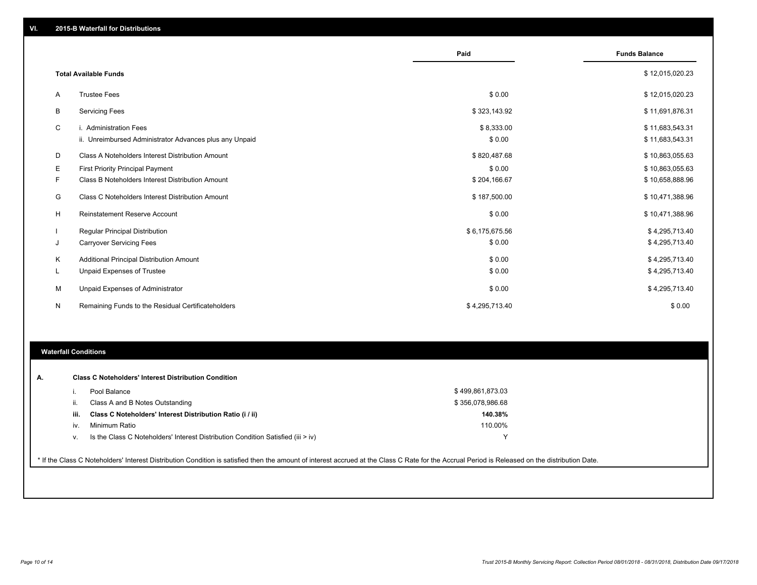## VI. 2015-B Waterfall for Distributions

| | | Paid | Funds Balance |
|---|---|---|---|
| | **Total Available Funds** | | $ 12,015,020.23 |
| A | Trustee Fees | $ 0.00 | $ 12,015,020.23 |
| B | Servicing Fees | $ 323,143.92 | $ 11,691,876.31 |
| C | i. Administration Fees | $ 8,333.00 | $ 11,683,543.31 |
| | ii. Unreimbursed Administrator Advances plus any Unpaid | $ 0.00 | $ 11,683,543.31 |
| D | Class A Noteholders Interest Distribution Amount | $ 820,487.68 | $ 10,863,055.63 |
| E | First Priority Principal Payment | $ 0.00 | $ 10,863,055.63 |
| F | Class B Noteholders Interest Distribution Amount | $ 204,166.67 | $ 10,658,888.96 |
| G | Class C Noteholders Interest Distribution Amount | $ 187,500.00 | $ 10,471,388.96 |
| H | Reinstatement Reserve Account | $ 0.00 | $ 10,471,388.96 |
| I | Regular Principal Distribution | $ 6,175,675.56 | $ 4,295,713.40 |
| J | Carryover Servicing Fees | $ 0.00 | $ 4,295,713.40 |
| K | Additional Principal Distribution Amount | $ 0.00 | $ 4,295,713.40 |
| L | Unpaid Expenses of Trustee | $ 0.00 | $ 4,295,713.40 |
| M | Unpaid Expenses of Administrator | $ 0.00 | $ 4,295,713.40 |
| N | Remaining Funds to the Residual Certificateholders | $ 4,295,713.40 | $ 0.00 |

### Waterfall Conditions

**A. Class C Noteholders' Interest Distribution Condition**

| | | |
|---|---|---|
| i. | Pool Balance | $ 499,861,873.03 |
| ii. | Class A and B Notes Outstanding | $ 356,078,986.68 |
| **iii.** | **Class C Noteholders' Interest Distribution Ratio (i / ii)** | **140.38%** |
| iv. | Minimum Ratio | 110.00% |
| v. | Is the Class C Noteholders' Interest Distribution Condition Satisfied (iii > iv) | Y |

* If the Class C Noteholders' Interest Distribution Condition is satisfied then the amount of interest accrued at the Class C Rate for the Accrual Period is Released on the distribution Date.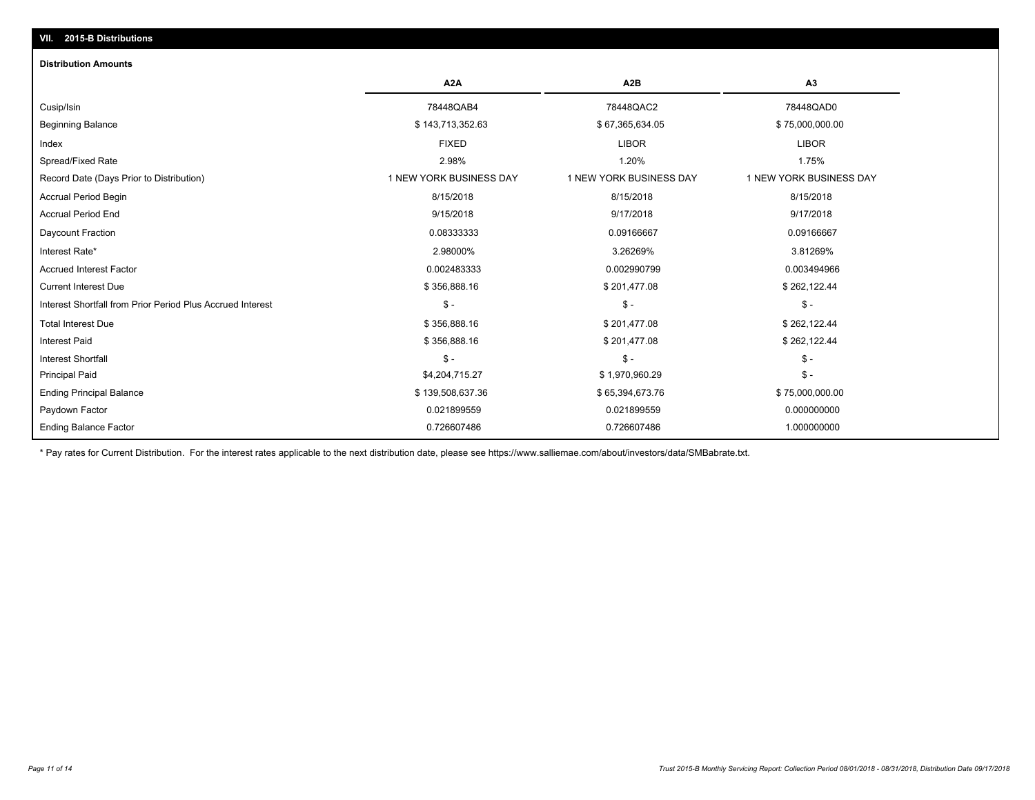## VII. 2015-B Distributions

### Distribution Amounts

| | A2A | A2B | A3 |
|---|---|---|---|
| Cusip/Isin | 78448QAB4 | 78448QAC2 | 78448QAD0 |
| Beginning Balance | $ 143,713,352.63 | $ 67,365,634.05 | $ 75,000,000.00 |
| Index | FIXED | LIBOR | LIBOR |
| Spread/Fixed Rate | 2.98% | 1.20% | 1.75% |
| Record Date (Days Prior to Distribution) | 1 NEW YORK BUSINESS DAY | 1 NEW YORK BUSINESS DAY | 1 NEW YORK BUSINESS DAY |
| Accrual Period Begin | 8/15/2018 | 8/15/2018 | 8/15/2018 |
| Accrual Period End | 9/15/2018 | 9/17/2018 | 9/17/2018 |
| Daycount Fraction | 0.08333333 | 0.09166667 | 0.09166667 |
| Interest Rate* | 2.98000% | 3.26269% | 3.81269% |
| Accrued Interest Factor | 0.002483333 | 0.002990799 | 0.003494966 |
| Current Interest Due | $ 356,888.16 | $ 201,477.08 | $ 262,122.44 |
| Interest Shortfall from Prior Period Plus Accrued Interest | $ - | $ - | $ - |
| Total Interest Due | $ 356,888.16 | $ 201,477.08 | $ 262,122.44 |
| Interest Paid | $ 356,888.16 | $ 201,477.08 | $ 262,122.44 |
| Interest Shortfall | $ - | $ - | $ - |
| Principal Paid | $4,204,715.27 | $ 1,970,960.29 | $ - |
| Ending Principal Balance | $ 139,508,637.36 | $ 65,394,673.76 | $ 75,000,000.00 |
| Paydown Factor | 0.021899559 | 0.021899559 | 0.000000000 |
| Ending Balance Factor | 0.726607486 | 0.726607486 | 1.000000000 |

* Pay rates for Current Distribution. For the interest rates applicable to the next distribution date, please see https://www.salliemae.com/about/investors/data/SMBabrate.txt.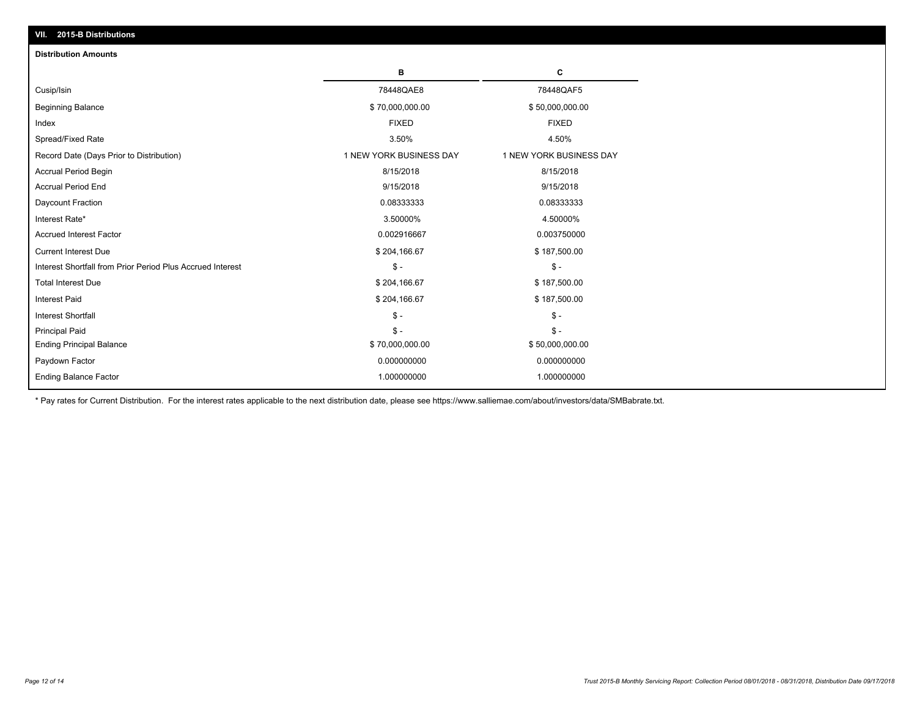## VII. 2015-B Distributions

### Distribution Amounts

| | B | C |
|---|---|---|
| Cusip/Isin | 78448QAE8 | 78448QAF5 |
| Beginning Balance | $ 70,000,000.00 | $ 50,000,000.00 |
| Index | FIXED | FIXED |
| Spread/Fixed Rate | 3.50% | 4.50% |
| Record Date (Days Prior to Distribution) | 1 NEW YORK BUSINESS DAY | 1 NEW YORK BUSINESS DAY |
| Accrual Period Begin | 8/15/2018 | 8/15/2018 |
| Accrual Period End | 9/15/2018 | 9/15/2018 |
| Daycount Fraction | 0.08333333 | 0.08333333 |
| Interest Rate* | 3.50000% | 4.50000% |
| Accrued Interest Factor | 0.002916667 | 0.003750000 |
| Current Interest Due | $ 204,166.67 | $ 187,500.00 |
| Interest Shortfall from Prior Period Plus Accrued Interest | $ - | $ - |
| Total Interest Due | $ 204,166.67 | $ 187,500.00 |
| Interest Paid | $ 204,166.67 | $ 187,500.00 |
| Interest Shortfall | $ - | $ - |
| Principal Paid | $ - | $ - |
| Ending Principal Balance | $ 70,000,000.00 | $ 50,000,000.00 |
| Paydown Factor | 0.000000000 | 0.000000000 |
| Ending Balance Factor | 1.000000000 | 1.000000000 |

* Pay rates for Current Distribution. For the interest rates applicable to the next distribution date, please see https://www.salliemae.com/about/investors/data/SMBabrate.txt.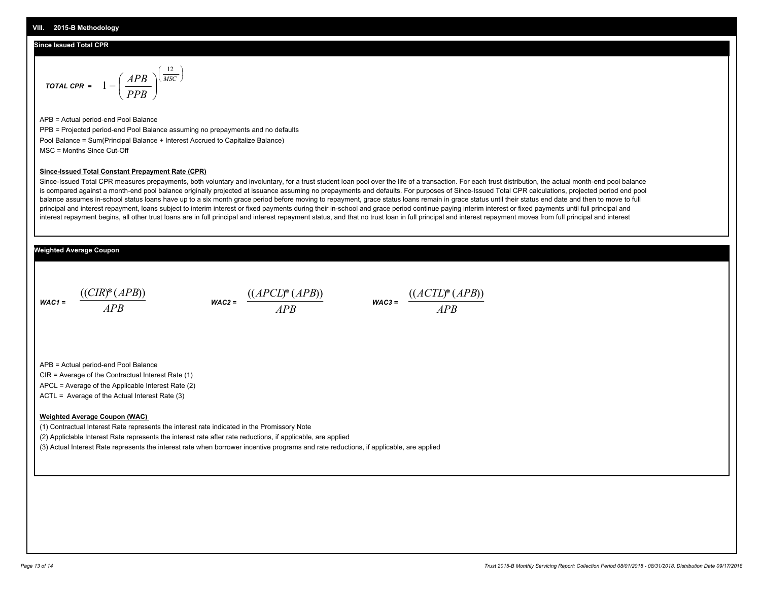## VIII. 2015-B Methodology

### Since Issued Total CPR

$$\textit{TOTAL CPR} = 1 - \left(\frac{APB}{PPB}\right)^{\left(\frac{12}{MSC}\right)}$$

APB = Actual period-end Pool Balance

PPB = Projected period-end Pool Balance assuming no prepayments and no defaults

Pool Balance = Sum(Principal Balance + Interest Accrued to Capitalize Balance)

MSC = Months Since Cut-Off

**Since-Issued Total Constant Prepayment Rate (CPR)**

Since-Issued Total CPR measures prepayments, both voluntary and involuntary, for a trust student loan pool over the life of a transaction. For each trust distribution, the actual month-end pool balance is compared against a month-end pool balance originally projected at issuance assuming no prepayments and defaults. For purposes of Since-Issued Total CPR calculations, projected period end pool balance assumes in-school status loans have up to a six month grace period before moving to repayment, grace status loans remain in grace status until their status end date and then to move to full principal and interest repayment, loans subject to interim interest or fixed payments during their in-school and grace period continue paying interim interest or fixed payments until full principal and interest repayment begins, all other trust loans are in full principal and interest repayment status, and that no trust loan in full principal and interest repayment moves from full principal and interest

### Weighted Average Coupon

$$\textit{WAC1} = \frac{((CIR)*(APB))}{APB} \qquad \textit{WAC2} = \frac{((APCL)*(APB))}{APB} \qquad \textit{WAC3} = \frac{((ACTL)*(APB))}{APB}$$

APB = Actual period-end Pool Balance

CIR = Average of the Contractual Interest Rate (1)

APCL = Average of the Applicable Interest Rate (2)

ACTL = Average of the Actual Interest Rate (3)

**Weighted Average Coupon (WAC)**

(1) Contractual Interest Rate represents the interest rate indicated in the Promissory Note

(2) Appliclable Interest Rate represents the interest rate after rate reductions, if applicable, are applied

(3) Actual Interest Rate represents the interest rate when borrower incentive programs and rate reductions, if applicable, are applied